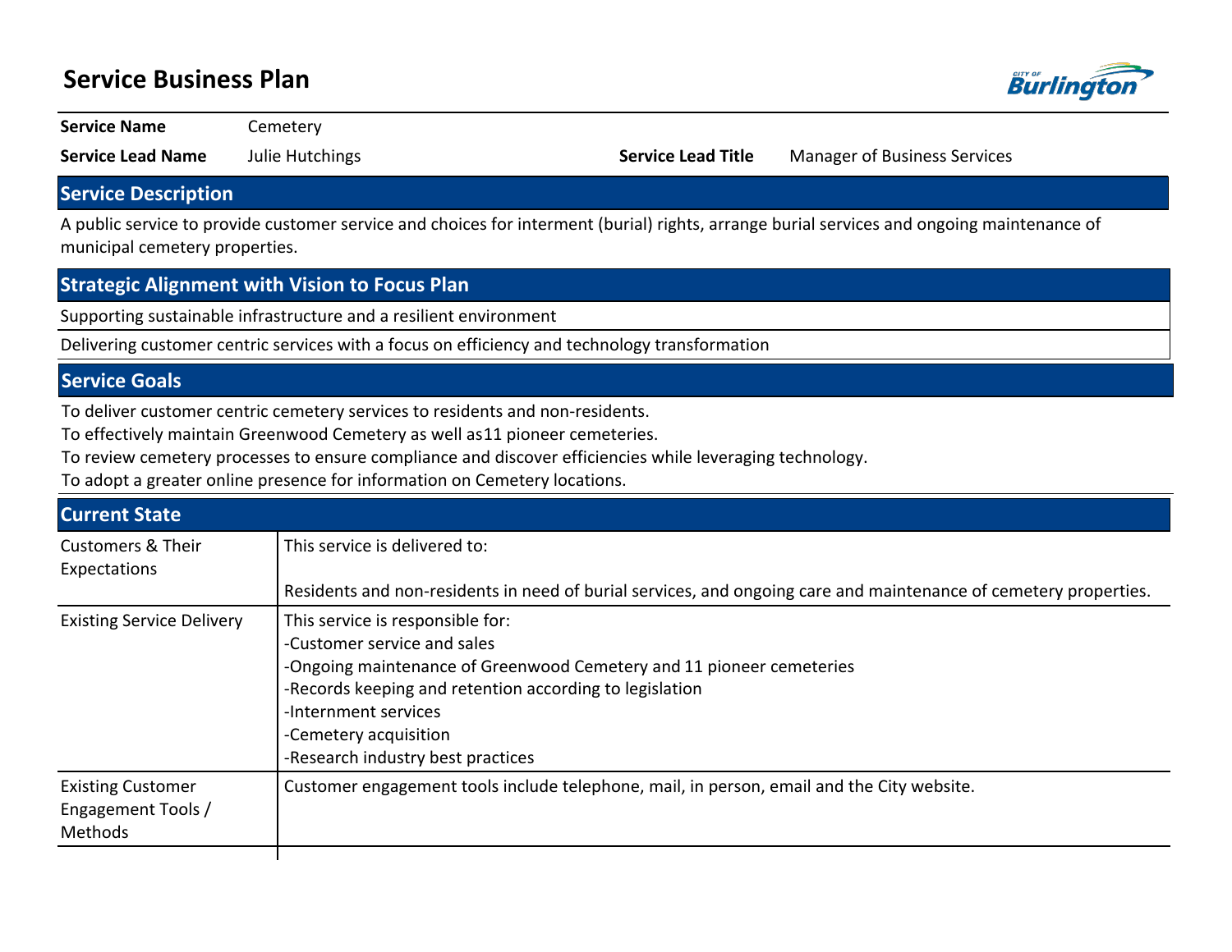# Service Business Plan

| | | | |
|---|---|---|---|
| **Service Name** | Cemetery | | |
| **Service Lead Name** | Julie Hutchings | **Service Lead Title** | Manager of Business Services |

## Service Description

A public service to provide customer service and choices for interment (burial) rights, arrange burial services and ongoing maintenance of municipal cemetery properties.

## Strategic Alignment with Vision to Focus Plan

Supporting sustainable infrastructure and a resilient environment

Delivering customer centric services with a focus on efficiency and technology transformation

## Service Goals

To deliver customer centric cemetery services to residents and non-residents.
To effectively maintain Greenwood Cemetery as well as11 pioneer cemeteries.
To review cemetery processes to ensure compliance and discover efficiencies while leveraging technology.
To adopt a greater online presence for information on Cemetery locations.

## Current State

| | |
|---|---|
| Customers & Their Expectations | This service is delivered to:<br><br>Residents and non-residents in need of burial services, and ongoing care and maintenance of cemetery properties. |
| Existing Service Delivery | This service is responsible for:<br>-Customer service and sales<br>-Ongoing maintenance of Greenwood Cemetery and 11 pioneer cemeteries<br>-Records keeping and retention according to legislation<br>-Internment services<br>-Cemetery acquisition<br>-Research industry best practices |
| Existing Customer Engagement Tools / Methods | Customer engagement tools include telephone, mail, in person, email and the City website. |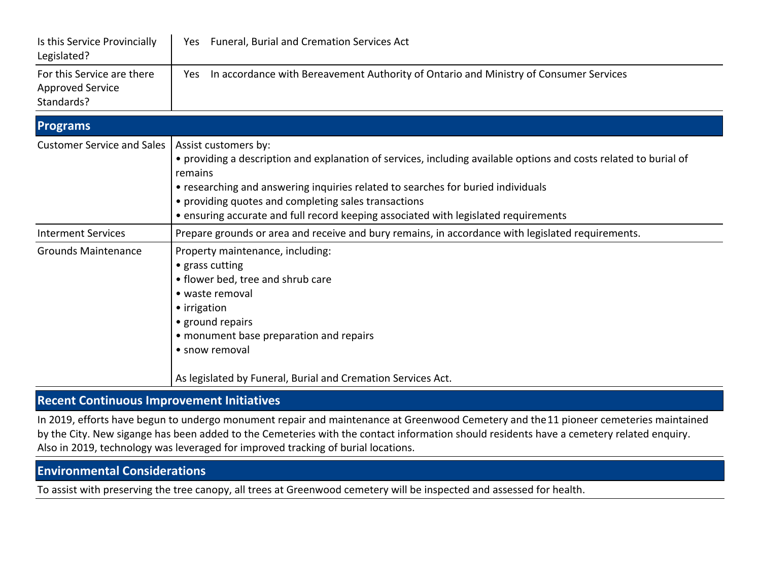| | |
|---|---|
| Is this Service Provincially Legislated? | Yes Funeral, Burial and Cremation Services Act |
| For this Service are there Approved Service Standards? | Yes In accordance with Bereavement Authority of Ontario and Ministry of Consumer Services |

## Programs

| | |
|---|---|
| Customer Service and Sales | Assist customers by:<br>• providing a description and explanation of services, including available options and costs related to burial of remains<br>• researching and answering inquiries related to searches for buried individuals<br>• providing quotes and completing sales transactions<br>• ensuring accurate and full record keeping associated with legislated requirements |
| Interment Services | Prepare grounds or area and receive and bury remains, in accordance with legislated requirements. |
| Grounds Maintenance | Property maintenance, including:<br>• grass cutting<br>• flower bed, tree and shrub care<br>• waste removal<br>• irrigation<br>• ground repairs<br>• monument base preparation and repairs<br>• snow removal<br><br>As legislated by Funeral, Burial and Cremation Services Act. |

## Recent Continuous Improvement Initiatives

In 2019, efforts have begun to undergo monument repair and maintenance at Greenwood Cemetery and the 11 pioneer cemeteries maintained by the City. New sigange has been added to the Cemeteries with the contact information should residents have a cemetery related enquiry. Also in 2019, technology was leveraged for improved tracking of burial locations.

## Environmental Considerations

To assist with preserving the tree canopy, all trees at Greenwood cemetery will be inspected and assessed for health.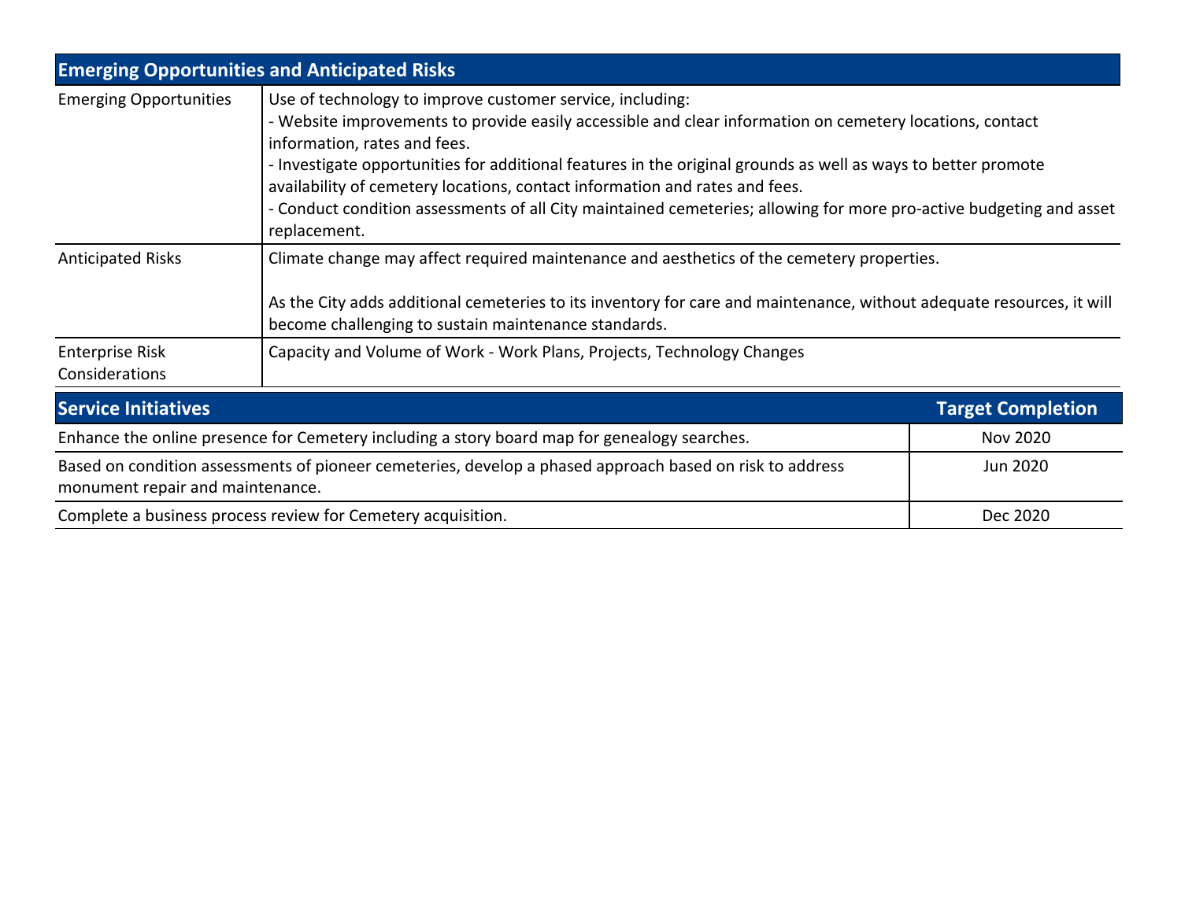| Emerging Opportunities and Anticipated Risks | |
|---|---|
| Emerging Opportunities | Use of technology to improve customer service, including:<br>- Website improvements to provide easily accessible and clear information on cemetery locations, contact information, rates and fees.<br>- Investigate opportunities for additional features in the original grounds as well as ways to better promote availability of cemetery locations, contact information and rates and fees.<br>- Conduct condition assessments of all City maintained cemeteries; allowing for more pro-active budgeting and asset replacement. |
| Anticipated Risks | Climate change may affect required maintenance and aesthetics of the cemetery properties.<br><br>As the City adds additional cemeteries to its inventory for care and maintenance, without adequate resources, it will become challenging to sustain maintenance standards. |
| Enterprise Risk Considerations | Capacity and Volume of Work - Work Plans, Projects, Technology Changes |

| Service Initiatives | Target Completion |
|---|---|
| Enhance the online presence for Cemetery including a story board map for genealogy searches. | Nov 2020 |
| Based on condition assessments of pioneer cemeteries, develop a phased approach based on risk to address monument repair and maintenance. | Jun 2020 |
| Complete a business process review for Cemetery acquisition. | Dec 2020 |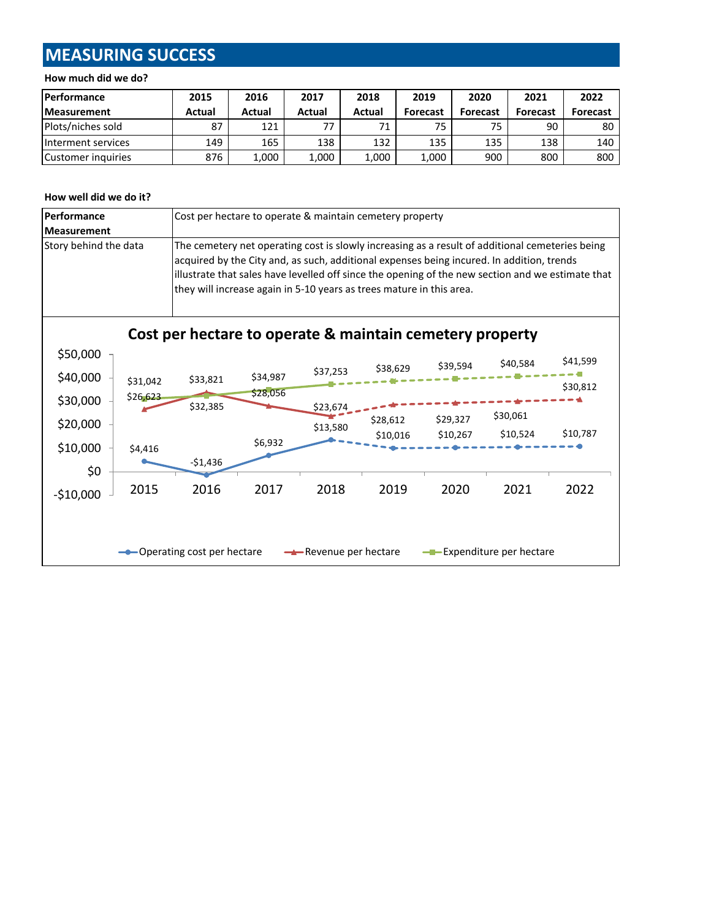## MEASURING SUCCESS

**How much did we do?**

| Performance Measurement | 2015 Actual | 2016 Actual | 2017 Actual | 2018 Actual | 2019 Forecast | 2020 Forecast | 2021 Forecast | 2022 Forecast |
|---|---|---|---|---|---|---|---|---|
| Plots/niches sold | 87 | 121 | 77 | 71 | 75 | 75 | 90 | 80 |
| Interment services | 149 | 165 | 138 | 132 | 135 | 135 | 138 | 140 |
| Customer inquiries | 876 | 1,000 | 1,000 | 1,000 | 1,000 | 900 | 800 | 800 |

**How well did we do it?**

| Performance Measurement | Cost per hectare to operate & maintain cemetery property |
|---|---|
| Story behind the data | The cemetery net operating cost is slowly increasing as a result of additional cemeteries being acquired by the City and, as such, additional expenses being incured. In addition, trends illustrate that sales have levelled off since the opening of the new section and we estimate that they will increase again in 5-10 years as trees mature in this area. |

**Cost per hectare to operate & maintain cemetery property**

| | 2015 | 2016 | 2017 | 2018 | 2019 | 2020 | 2021 | 2022 |
|---|---|---|---|---|---|---|---|---|
| Operating cost per hectare | $4,416 | -$1,436 | $6,932 | $13,580 | $10,016 | $10,267 | $10,524 | $10,787 |
| Revenue per hectare | $26,623 | $33,821 | $28,056 | $23,674 | $28,612 | $29,327 | $30,061 | $30,812 |
| Expenditure per hectare | $31,042 | $32,385 | $34,987 | $37,253 | $38,629 | $39,594 | $40,584 | $41,599 |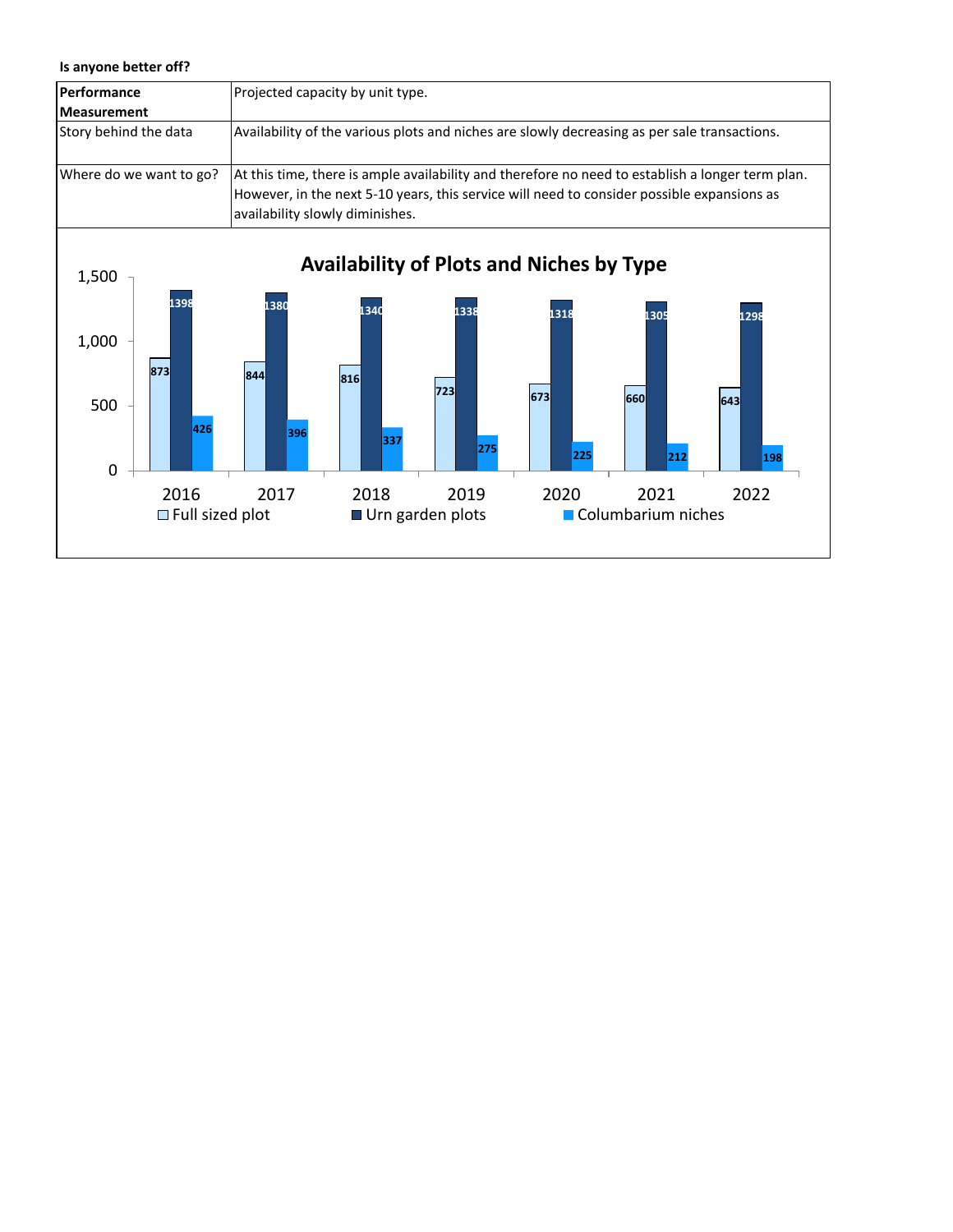**Is anyone better off?**

| | |
|---|---|
| **Performance Measurement** | Projected capacity by unit type. |
| Story behind the data | Availability of the various plots and niches are slowly decreasing as per sale transactions. |
| Where do we want to go? | At this time, there is ample availability and therefore no need to establish a longer term plan. However, in the next 5-10 years, this service will need to consider possible expansions as availability slowly diminishes. |

**Availability of Plots and Niches by Type**

1,500
1,000
500
0

2016: 873, 1398, 426
2017: 844, 1380, 396
2018: 816, 1340, 337
2019: 723, 1338, 275
2020: 673, 1318, 225
2021: 660, 1305, 212
2022: 643, 1298, 198

Full sized plot
Urn garden plots
Columbarium niches